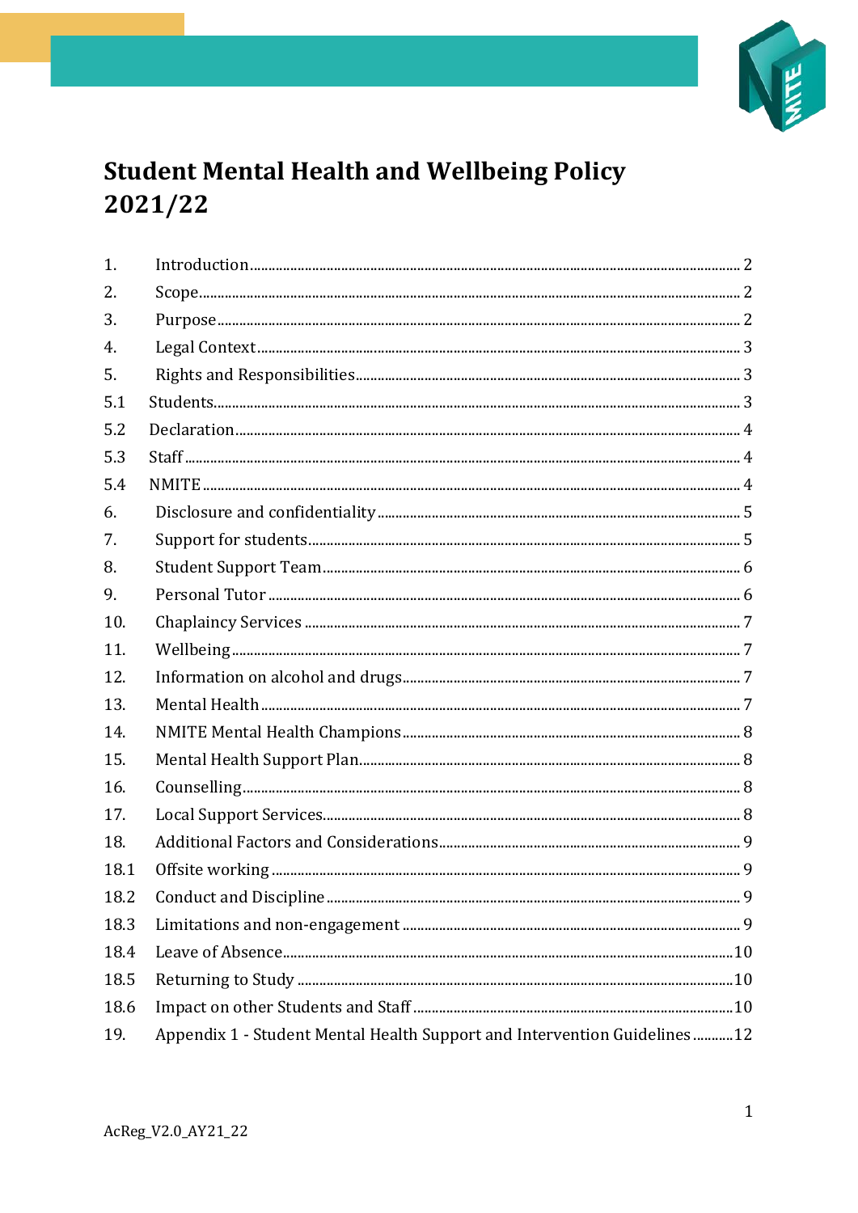# Student Mental Health and Wellbeing Policy 2021/22

| | | |
|---|---|---|
| 1. | Introduction | 2 |
| 2. | Scope | 2 |
| 3. | Purpose | 2 |
| 4. | Legal Context | 3 |
| 5. | Rights and Responsibilities | 3 |
| 5.1 | Students | 3 |
| 5.2 | Declaration | 4 |
| 5.3 | Staff | 4 |
| 5.4 | NMITE | 4 |
| 6. | Disclosure and confidentiality | 5 |
| 7. | Support for students | 5 |
| 8. | Student Support Team | 6 |
| 9. | Personal Tutor | 6 |
| 10. | Chaplaincy Services | 7 |
| 11. | Wellbeing | 7 |
| 12. | Information on alcohol and drugs | 7 |
| 13. | Mental Health | 7 |
| 14. | NMITE Mental Health Champions | 8 |
| 15. | Mental Health Support Plan | 8 |
| 16. | Counselling | 8 |
| 17. | Local Support Services | 8 |
| 18. | Additional Factors and Considerations | 9 |
| 18.1 | Offsite working | 9 |
| 18.2 | Conduct and Discipline | 9 |
| 18.3 | Limitations and non-engagement | 9 |
| 18.4 | Leave of Absence | 10 |
| 18.5 | Returning to Study | 10 |
| 18.6 | Impact on other Students and Staff | 10 |
| 19. | Appendix 1 - Student Mental Health Support and Intervention Guidelines | 12 |

AcReg_V2.0_AY21_22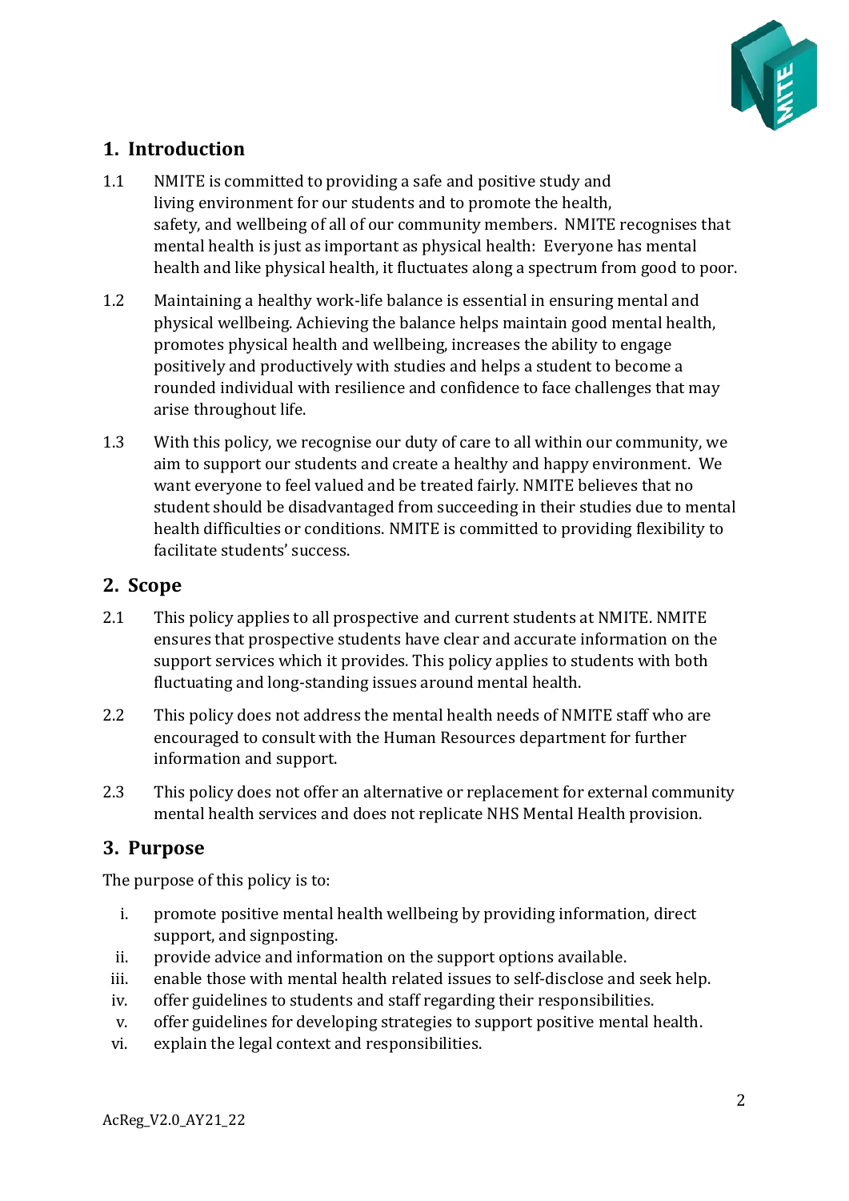## 1. Introduction

1.1 NMITE is committed to providing a safe and positive study and living environment for our students and to promote the health, safety, and wellbeing of all of our community members. NMITE recognises that mental health is just as important as physical health: Everyone has mental health and like physical health, it fluctuates along a spectrum from good to poor.

1.2 Maintaining a healthy work-life balance is essential in ensuring mental and physical wellbeing. Achieving the balance helps maintain good mental health, promotes physical health and wellbeing, increases the ability to engage positively and productively with studies and helps a student to become a rounded individual with resilience and confidence to face challenges that may arise throughout life.

1.3 With this policy, we recognise our duty of care to all within our community, we aim to support our students and create a healthy and happy environment. We want everyone to feel valued and be treated fairly. NMITE believes that no student should be disadvantaged from succeeding in their studies due to mental health difficulties or conditions. NMITE is committed to providing flexibility to facilitate students' success.

## 2. Scope

2.1 This policy applies to all prospective and current students at NMITE. NMITE ensures that prospective students have clear and accurate information on the support services which it provides. This policy applies to students with both fluctuating and long-standing issues around mental health.

2.2 This policy does not address the mental health needs of NMITE staff who are encouraged to consult with the Human Resources department for further information and support.

2.3 This policy does not offer an alternative or replacement for external community mental health services and does not replicate NHS Mental Health provision.

## 3. Purpose

The purpose of this policy is to:

i. promote positive mental health wellbeing by providing information, direct support, and signposting.
ii. provide advice and information on the support options available.
iii. enable those with mental health related issues to self-disclose and seek help.
iv. offer guidelines to students and staff regarding their responsibilities.
v. offer guidelines for developing strategies to support positive mental health.
vi. explain the legal context and responsibilities.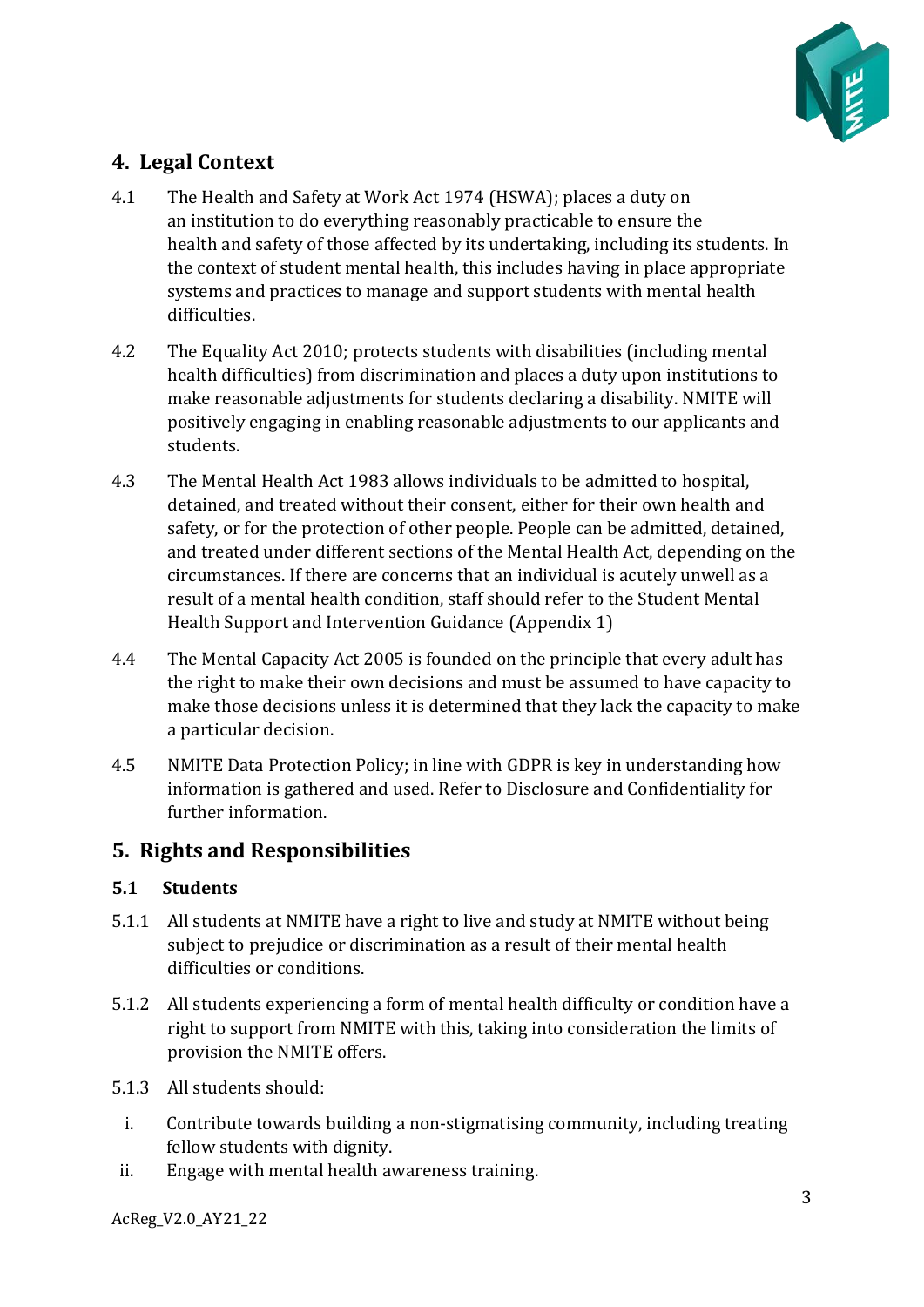## 4. Legal Context

4.1 The Health and Safety at Work Act 1974 (HSWA); places a duty on an institution to do everything reasonably practicable to ensure the health and safety of those affected by its undertaking, including its students. In the context of student mental health, this includes having in place appropriate systems and practices to manage and support students with mental health difficulties.

4.2 The Equality Act 2010; protects students with disabilities (including mental health difficulties) from discrimination and places a duty upon institutions to make reasonable adjustments for students declaring a disability. NMITE will positively engaging in enabling reasonable adjustments to our applicants and students.

4.3 The Mental Health Act 1983 allows individuals to be admitted to hospital, detained, and treated without their consent, either for their own health and safety, or for the protection of other people. People can be admitted, detained, and treated under different sections of the Mental Health Act, depending on the circumstances. If there are concerns that an individual is acutely unwell as a result of a mental health condition, staff should refer to the Student Mental Health Support and Intervention Guidance (Appendix 1)

4.4 The Mental Capacity Act 2005 is founded on the principle that every adult has the right to make their own decisions and must be assumed to have capacity to make those decisions unless it is determined that they lack the capacity to make a particular decision.

4.5 NMITE Data Protection Policy; in line with GDPR is key in understanding how information is gathered and used. Refer to Disclosure and Confidentiality for further information.

## 5. Rights and Responsibilities

### 5.1 Students

5.1.1 All students at NMITE have a right to live and study at NMITE without being subject to prejudice or discrimination as a result of their mental health difficulties or conditions.

5.1.2 All students experiencing a form of mental health difficulty or condition have a right to support from NMITE with this, taking into consideration the limits of provision the NMITE offers.

5.1.3 All students should:

i. Contribute towards building a non-stigmatising community, including treating fellow students with dignity.
ii. Engage with mental health awareness training.

AcReg_V2.0_AY21_22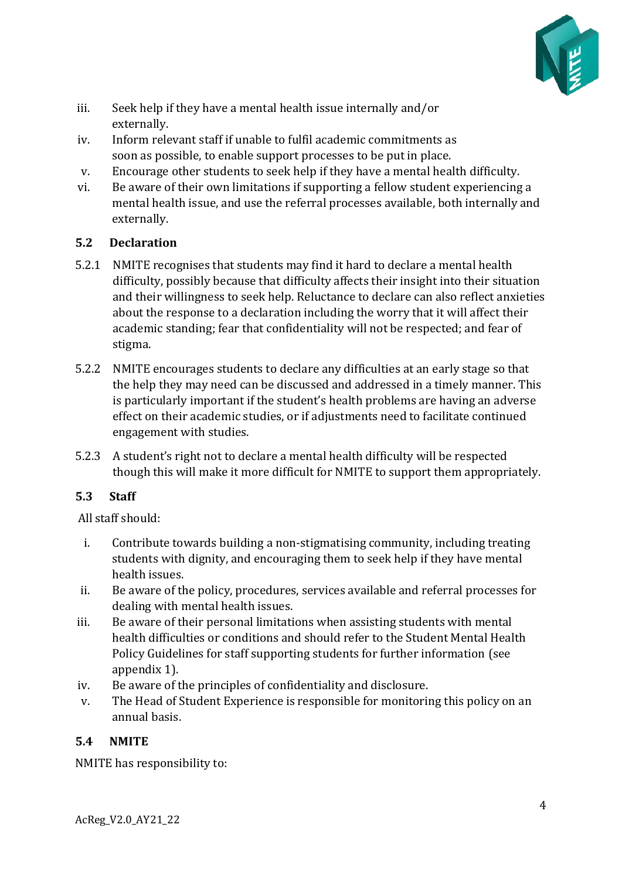iii. Seek help if they have a mental health issue internally and/or externally.
iv. Inform relevant staff if unable to fulfil academic commitments as soon as possible, to enable support processes to be put in place.
v. Encourage other students to seek help if they have a mental health difficulty.
vi. Be aware of their own limitations if supporting a fellow student experiencing a mental health issue, and use the referral processes available, both internally and externally.

### 5.2 Declaration

5.2.1 NMITE recognises that students may find it hard to declare a mental health difficulty, possibly because that difficulty affects their insight into their situation and their willingness to seek help. Reluctance to declare can also reflect anxieties about the response to a declaration including the worry that it will affect their academic standing; fear that confidentiality will not be respected; and fear of stigma.

5.2.2 NMITE encourages students to declare any difficulties at an early stage so that the help they may need can be discussed and addressed in a timely manner. This is particularly important if the student's health problems are having an adverse effect on their academic studies, or if adjustments need to facilitate continued engagement with studies.

5.2.3 A student's right not to declare a mental health difficulty will be respected though this will make it more difficult for NMITE to support them appropriately.

### 5.3 Staff

All staff should:

i. Contribute towards building a non-stigmatising community, including treating students with dignity, and encouraging them to seek help if they have mental health issues.
ii. Be aware of the policy, procedures, services available and referral processes for dealing with mental health issues.
iii. Be aware of their personal limitations when assisting students with mental health difficulties or conditions and should refer to the Student Mental Health Policy Guidelines for staff supporting students for further information (see appendix 1).
iv. Be aware of the principles of confidentiality and disclosure.
v. The Head of Student Experience is responsible for monitoring this policy on an annual basis.

### 5.4 NMITE

NMITE has responsibility to:

AcReg_V2.0_AY21_22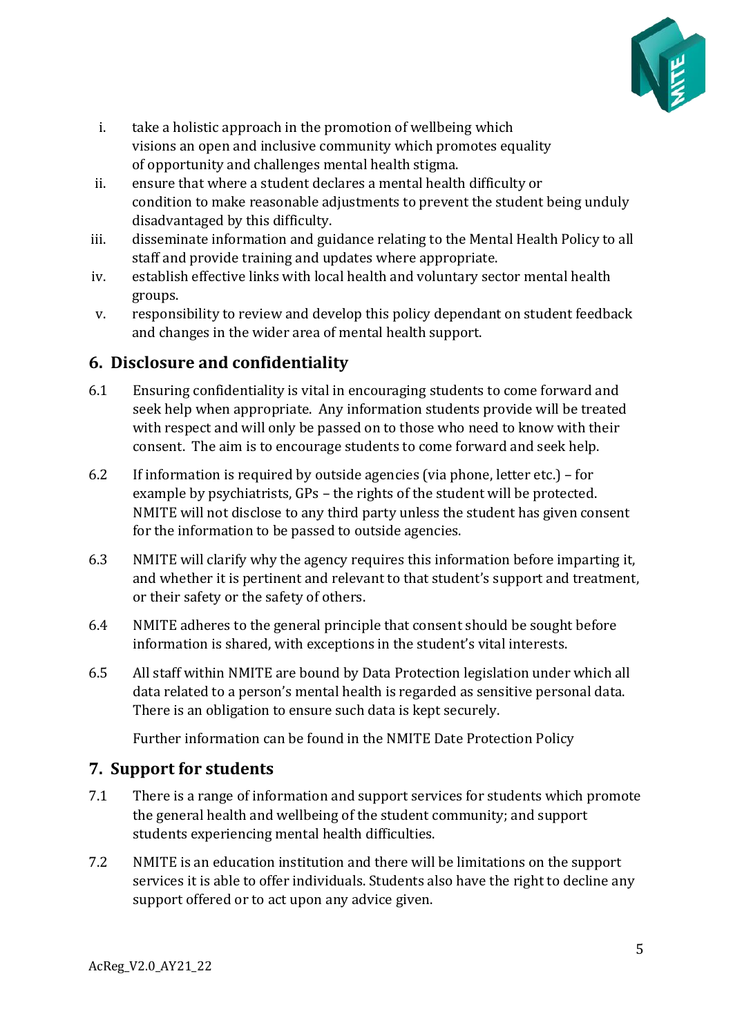i. take a holistic approach in the promotion of wellbeing which visions an open and inclusive community which promotes equality of opportunity and challenges mental health stigma.
ii. ensure that where a student declares a mental health difficulty or condition to make reasonable adjustments to prevent the student being unduly disadvantaged by this difficulty.
iii. disseminate information and guidance relating to the Mental Health Policy to all staff and provide training and updates where appropriate.
iv. establish effective links with local health and voluntary sector mental health groups.
v. responsibility to review and develop this policy dependant on student feedback and changes in the wider area of mental health support.

## 6. Disclosure and confidentiality

6.1 Ensuring confidentiality is vital in encouraging students to come forward and seek help when appropriate. Any information students provide will be treated with respect and will only be passed on to those who need to know with their consent. The aim is to encourage students to come forward and seek help.

6.2 If information is required by outside agencies (via phone, letter etc.) – for example by psychiatrists, GPs – the rights of the student will be protected. NMITE will not disclose to any third party unless the student has given consent for the information to be passed to outside agencies.

6.3 NMITE will clarify why the agency requires this information before imparting it, and whether it is pertinent and relevant to that student's support and treatment, or their safety or the safety of others.

6.4 NMITE adheres to the general principle that consent should be sought before information is shared, with exceptions in the student's vital interests.

6.5 All staff within NMITE are bound by Data Protection legislation under which all data related to a person's mental health is regarded as sensitive personal data. There is an obligation to ensure such data is kept securely.

Further information can be found in the NMITE Date Protection Policy

## 7. Support for students

7.1 There is a range of information and support services for students which promote the general health and wellbeing of the student community; and support students experiencing mental health difficulties.

7.2 NMITE is an education institution and there will be limitations on the support services it is able to offer individuals. Students also have the right to decline any support offered or to act upon any advice given.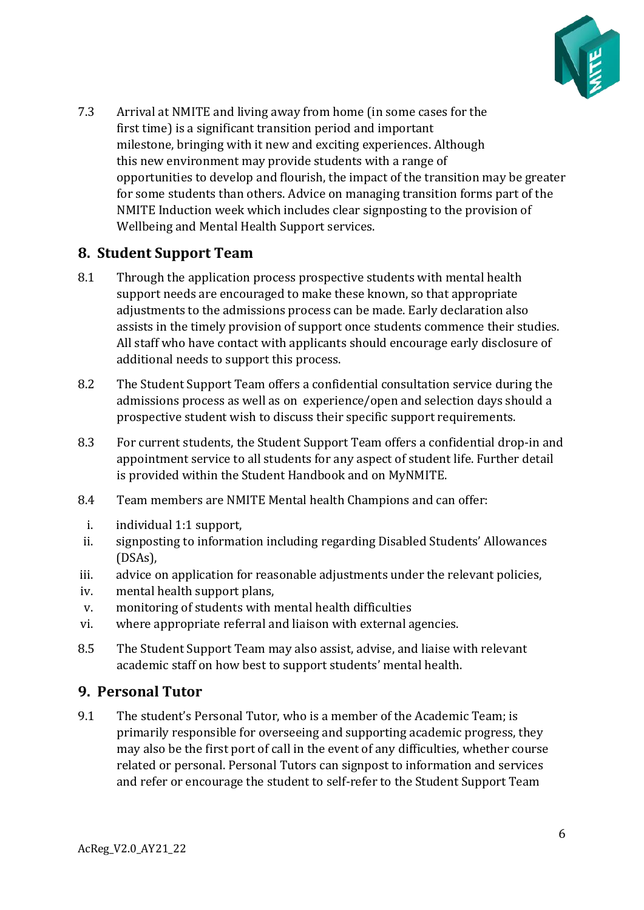7.3 Arrival at NMITE and living away from home (in some cases for the first time) is a significant transition period and important milestone, bringing with it new and exciting experiences. Although this new environment may provide students with a range of opportunities to develop and flourish, the impact of the transition may be greater for some students than others. Advice on managing transition forms part of the NMITE Induction week which includes clear signposting to the provision of Wellbeing and Mental Health Support services.

## 8. Student Support Team

8.1 Through the application process prospective students with mental health support needs are encouraged to make these known, so that appropriate adjustments to the admissions process can be made. Early declaration also assists in the timely provision of support once students commence their studies. All staff who have contact with applicants should encourage early disclosure of additional needs to support this process.

8.2 The Student Support Team offers a confidential consultation service during the admissions process as well as on experience/open and selection days should a prospective student wish to discuss their specific support requirements.

8.3 For current students, the Student Support Team offers a confidential drop-in and appointment service to all students for any aspect of student life. Further detail is provided within the Student Handbook and on MyNMITE.

8.4 Team members are NMITE Mental health Champions and can offer:

i. individual 1:1 support,
ii. signposting to information including regarding Disabled Students' Allowances (DSAs),
iii. advice on application for reasonable adjustments under the relevant policies,
iv. mental health support plans,
v. monitoring of students with mental health difficulties
vi. where appropriate referral and liaison with external agencies.

8.5 The Student Support Team may also assist, advise, and liaise with relevant academic staff on how best to support students' mental health.

## 9. Personal Tutor

9.1 The student's Personal Tutor, who is a member of the Academic Team; is primarily responsible for overseeing and supporting academic progress, they may also be the first port of call in the event of any difficulties, whether course related or personal. Personal Tutors can signpost to information and services and refer or encourage the student to self-refer to the Student Support Team

AcReg_V2.0_AY21_22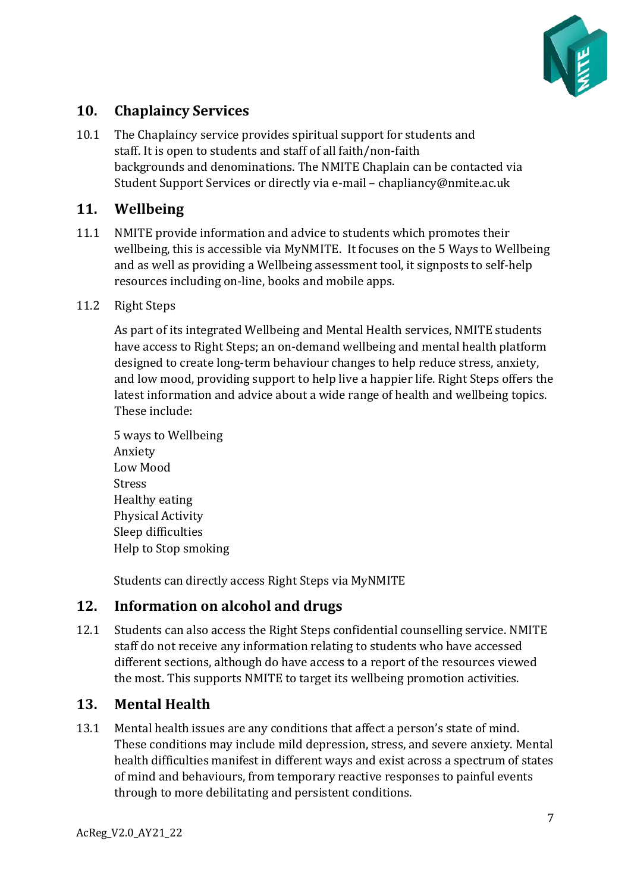## 10. Chaplaincy Services

10.1 The Chaplaincy service provides spiritual support for students and staff. It is open to students and staff of all faith/non-faith backgrounds and denominations. The NMITE Chaplain can be contacted via Student Support Services or directly via e-mail – chapliancy@nmite.ac.uk

## 11. Wellbeing

11.1 NMITE provide information and advice to students which promotes their wellbeing, this is accessible via MyNMITE. It focuses on the 5 Ways to Wellbeing and as well as providing a Wellbeing assessment tool, it signposts to self-help resources including on-line, books and mobile apps.

11.2 Right Steps

As part of its integrated Wellbeing and Mental Health services, NMITE students have access to Right Steps; an on-demand wellbeing and mental health platform designed to create long-term behaviour changes to help reduce stress, anxiety, and low mood, providing support to help live a happier life. Right Steps offers the latest information and advice about a wide range of health and wellbeing topics. These include:

5 ways to Wellbeing
Anxiety
Low Mood
Stress
Healthy eating
Physical Activity
Sleep difficulties
Help to Stop smoking

Students can directly access Right Steps via MyNMITE

## 12. Information on alcohol and drugs

12.1 Students can also access the Right Steps confidential counselling service. NMITE staff do not receive any information relating to students who have accessed different sections, although do have access to a report of the resources viewed the most. This supports NMITE to target its wellbeing promotion activities.

## 13. Mental Health

13.1 Mental health issues are any conditions that affect a person's state of mind. These conditions may include mild depression, stress, and severe anxiety. Mental health difficulties manifest in different ways and exist across a spectrum of states of mind and behaviours, from temporary reactive responses to painful events through to more debilitating and persistent conditions.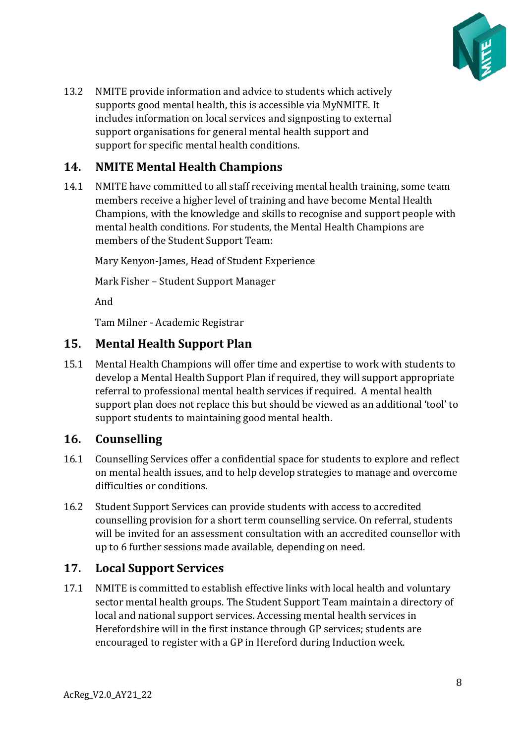13.2 NMITE provide information and advice to students which actively supports good mental health, this is accessible via MyNMITE. It includes information on local services and signposting to external support organisations for general mental health support and support for specific mental health conditions.

## 14. NMITE Mental Health Champions

14.1 NMITE have committed to all staff receiving mental health training, some team members receive a higher level of training and have become Mental Health Champions, with the knowledge and skills to recognise and support people with mental health conditions. For students, the Mental Health Champions are members of the Student Support Team:

Mary Kenyon-James, Head of Student Experience

Mark Fisher – Student Support Manager

And

Tam Milner - Academic Registrar

## 15. Mental Health Support Plan

15.1 Mental Health Champions will offer time and expertise to work with students to develop a Mental Health Support Plan if required, they will support appropriate referral to professional mental health services if required. A mental health support plan does not replace this but should be viewed as an additional 'tool' to support students to maintaining good mental health.

## 16. Counselling

16.1 Counselling Services offer a confidential space for students to explore and reflect on mental health issues, and to help develop strategies to manage and overcome difficulties or conditions.

16.2 Student Support Services can provide students with access to accredited counselling provision for a short term counselling service. On referral, students will be invited for an assessment consultation with an accredited counsellor with up to 6 further sessions made available, depending on need.

## 17. Local Support Services

17.1 NMITE is committed to establish effective links with local health and voluntary sector mental health groups. The Student Support Team maintain a directory of local and national support services. Accessing mental health services in Herefordshire will in the first instance through GP services; students are encouraged to register with a GP in Hereford during Induction week.

AcReg_V2.0_AY21_22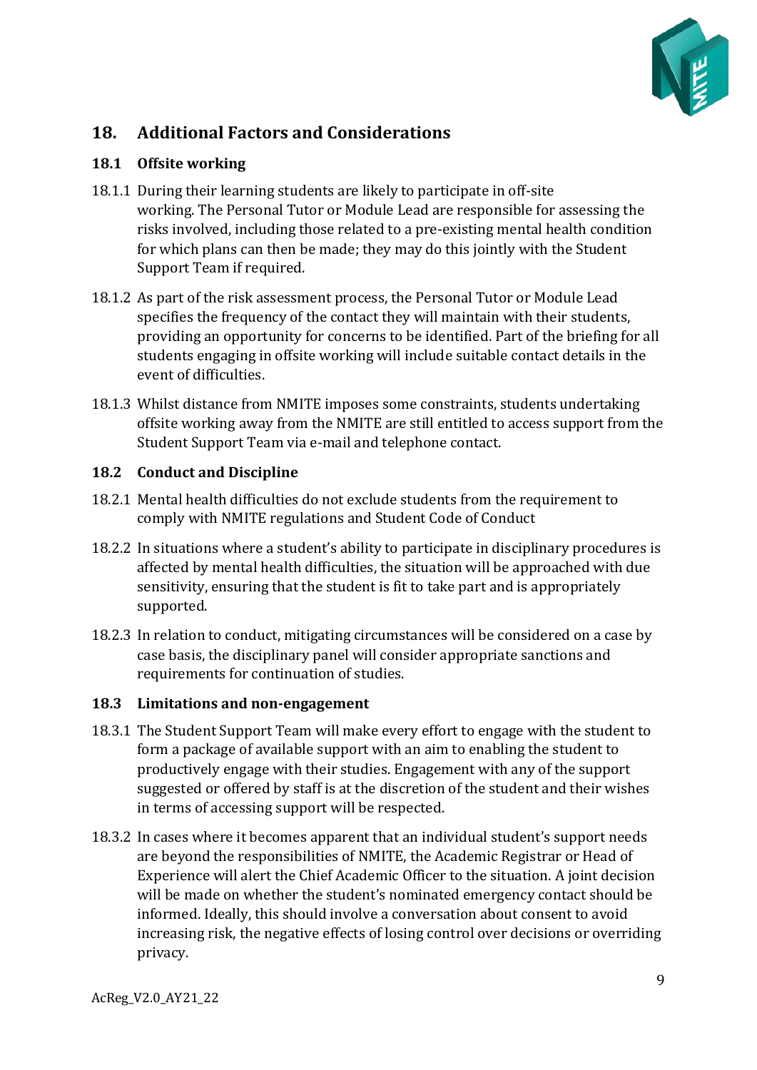## 18. Additional Factors and Considerations

### 18.1 Offsite working

18.1.1 During their learning students are likely to participate in off-site working. The Personal Tutor or Module Lead are responsible for assessing the risks involved, including those related to a pre-existing mental health condition for which plans can then be made; they may do this jointly with the Student Support Team if required.

18.1.2 As part of the risk assessment process, the Personal Tutor or Module Lead specifies the frequency of the contact they will maintain with their students, providing an opportunity for concerns to be identified. Part of the briefing for all students engaging in offsite working will include suitable contact details in the event of difficulties.

18.1.3 Whilst distance from NMITE imposes some constraints, students undertaking offsite working away from the NMITE are still entitled to access support from the Student Support Team via e-mail and telephone contact.

### 18.2 Conduct and Discipline

18.2.1 Mental health difficulties do not exclude students from the requirement to comply with NMITE regulations and Student Code of Conduct

18.2.2 In situations where a student's ability to participate in disciplinary procedures is affected by mental health difficulties, the situation will be approached with due sensitivity, ensuring that the student is fit to take part and is appropriately supported.

18.2.3 In relation to conduct, mitigating circumstances will be considered on a case by case basis, the disciplinary panel will consider appropriate sanctions and requirements for continuation of studies.

### 18.3 Limitations and non-engagement

18.3.1 The Student Support Team will make every effort to engage with the student to form a package of available support with an aim to enabling the student to productively engage with their studies. Engagement with any of the support suggested or offered by staff is at the discretion of the student and their wishes in terms of accessing support will be respected.

18.3.2 In cases where it becomes apparent that an individual student's support needs are beyond the responsibilities of NMITE, the Academic Registrar or Head of Experience will alert the Chief Academic Officer to the situation. A joint decision will be made on whether the student's nominated emergency contact should be informed. Ideally, this should involve a conversation about consent to avoid increasing risk, the negative effects of losing control over decisions or overriding privacy.

AcReg_V2.0_AY21_22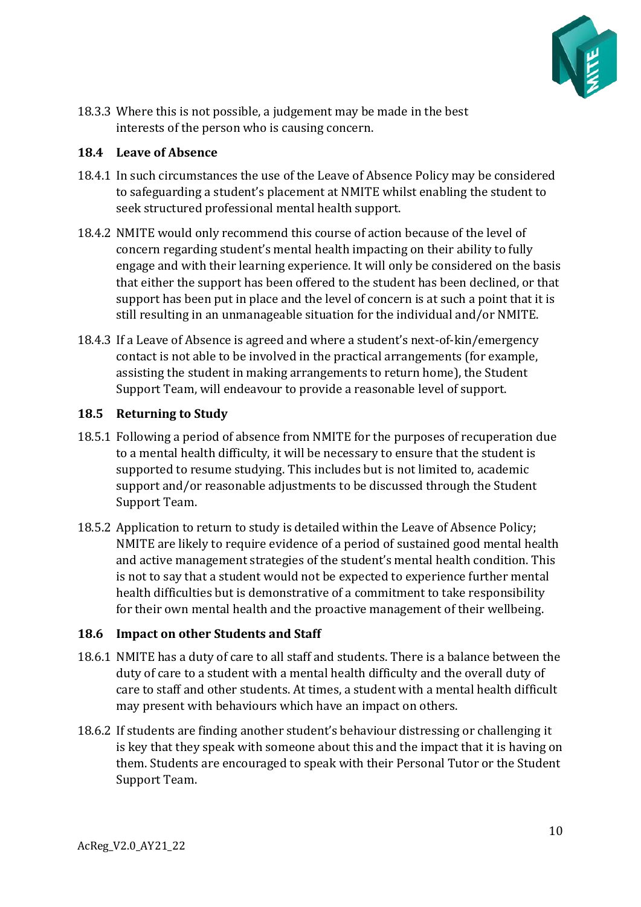18.3.3 Where this is not possible, a judgement may be made in the best interests of the person who is causing concern.

### 18.4 Leave of Absence

18.4.1 In such circumstances the use of the Leave of Absence Policy may be considered to safeguarding a student's placement at NMITE whilst enabling the student to seek structured professional mental health support.

18.4.2 NMITE would only recommend this course of action because of the level of concern regarding student's mental health impacting on their ability to fully engage and with their learning experience. It will only be considered on the basis that either the support has been offered to the student has been declined, or that support has been put in place and the level of concern is at such a point that it is still resulting in an unmanageable situation for the individual and/or NMITE.

18.4.3 If a Leave of Absence is agreed and where a student's next-of-kin/emergency contact is not able to be involved in the practical arrangements (for example, assisting the student in making arrangements to return home), the Student Support Team, will endeavour to provide a reasonable level of support.

### 18.5 Returning to Study

18.5.1 Following a period of absence from NMITE for the purposes of recuperation due to a mental health difficulty, it will be necessary to ensure that the student is supported to resume studying. This includes but is not limited to, academic support and/or reasonable adjustments to be discussed through the Student Support Team.

18.5.2 Application to return to study is detailed within the Leave of Absence Policy; NMITE are likely to require evidence of a period of sustained good mental health and active management strategies of the student's mental health condition. This is not to say that a student would not be expected to experience further mental health difficulties but is demonstrative of a commitment to take responsibility for their own mental health and the proactive management of their wellbeing.

### 18.6 Impact on other Students and Staff

18.6.1 NMITE has a duty of care to all staff and students. There is a balance between the duty of care to a student with a mental health difficulty and the overall duty of care to staff and other students. At times, a student with a mental health difficult may present with behaviours which have an impact on others.

18.6.2 If students are finding another student's behaviour distressing or challenging it is key that they speak with someone about this and the impact that it is having on them. Students are encouraged to speak with their Personal Tutor or the Student Support Team.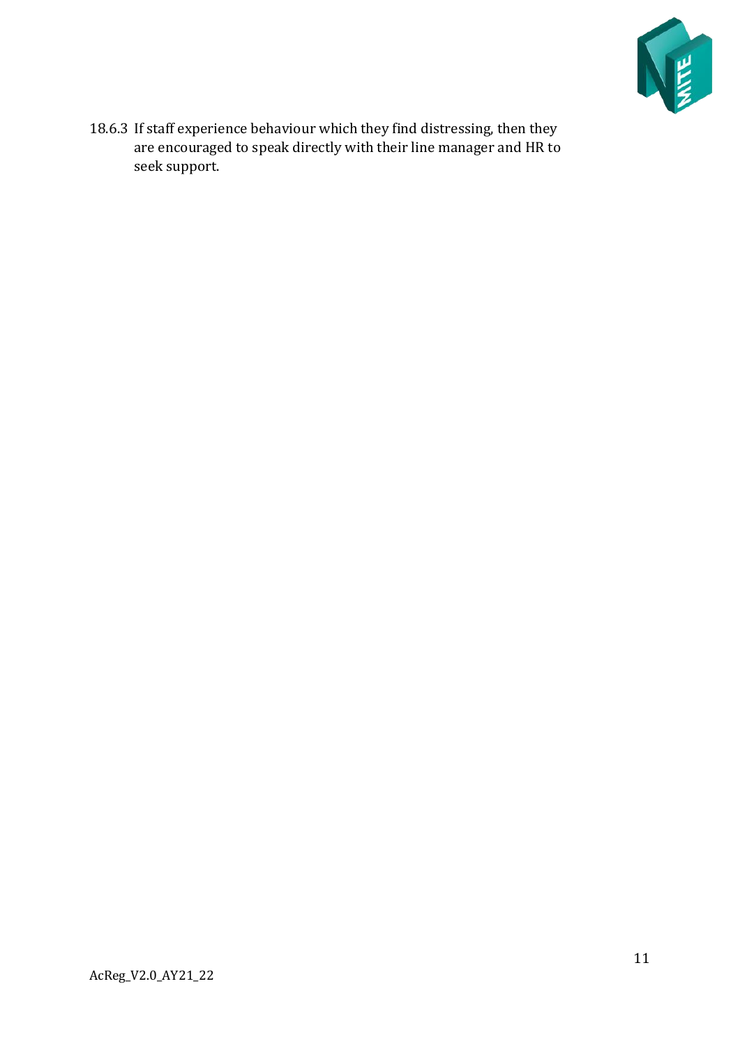18.6.3 If staff experience behaviour which they find distressing, then they are encouraged to speak directly with their line manager and HR to seek support.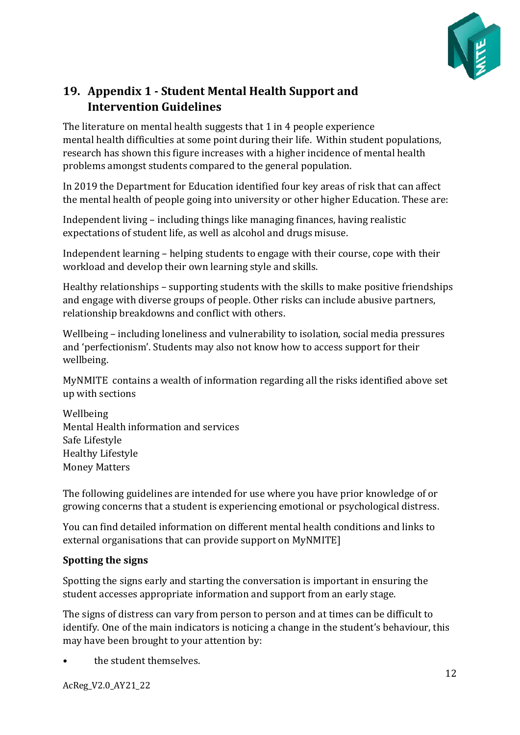## 19. Appendix 1 - Student Mental Health Support and Intervention Guidelines

The literature on mental health suggests that 1 in 4 people experience mental health difficulties at some point during their life. Within student populations, research has shown this figure increases with a higher incidence of mental health problems amongst students compared to the general population.

In 2019 the Department for Education identified four key areas of risk that can affect the mental health of people going into university or other higher Education. These are:

Independent living – including things like managing finances, having realistic expectations of student life, as well as alcohol and drugs misuse.

Independent learning – helping students to engage with their course, cope with their workload and develop their own learning style and skills.

Healthy relationships – supporting students with the skills to make positive friendships and engage with diverse groups of people. Other risks can include abusive partners, relationship breakdowns and conflict with others.

Wellbeing – including loneliness and vulnerability to isolation, social media pressures and 'perfectionism'. Students may also not know how to access support for their wellbeing.

MyNMITE contains a wealth of information regarding all the risks identified above set up with sections

Wellbeing
Mental Health information and services
Safe Lifestyle
Healthy Lifestyle
Money Matters

The following guidelines are intended for use where you have prior knowledge of or growing concerns that a student is experiencing emotional or psychological distress.

You can find detailed information on different mental health conditions and links to external organisations that can provide support on MyNMITE]

**Spotting the signs**

Spotting the signs early and starting the conversation is important in ensuring the student accesses appropriate information and support from an early stage.

The signs of distress can vary from person to person and at times can be difficult to identify. One of the main indicators is noticing a change in the student's behaviour, this may have been brought to your attention by:

- the student themselves.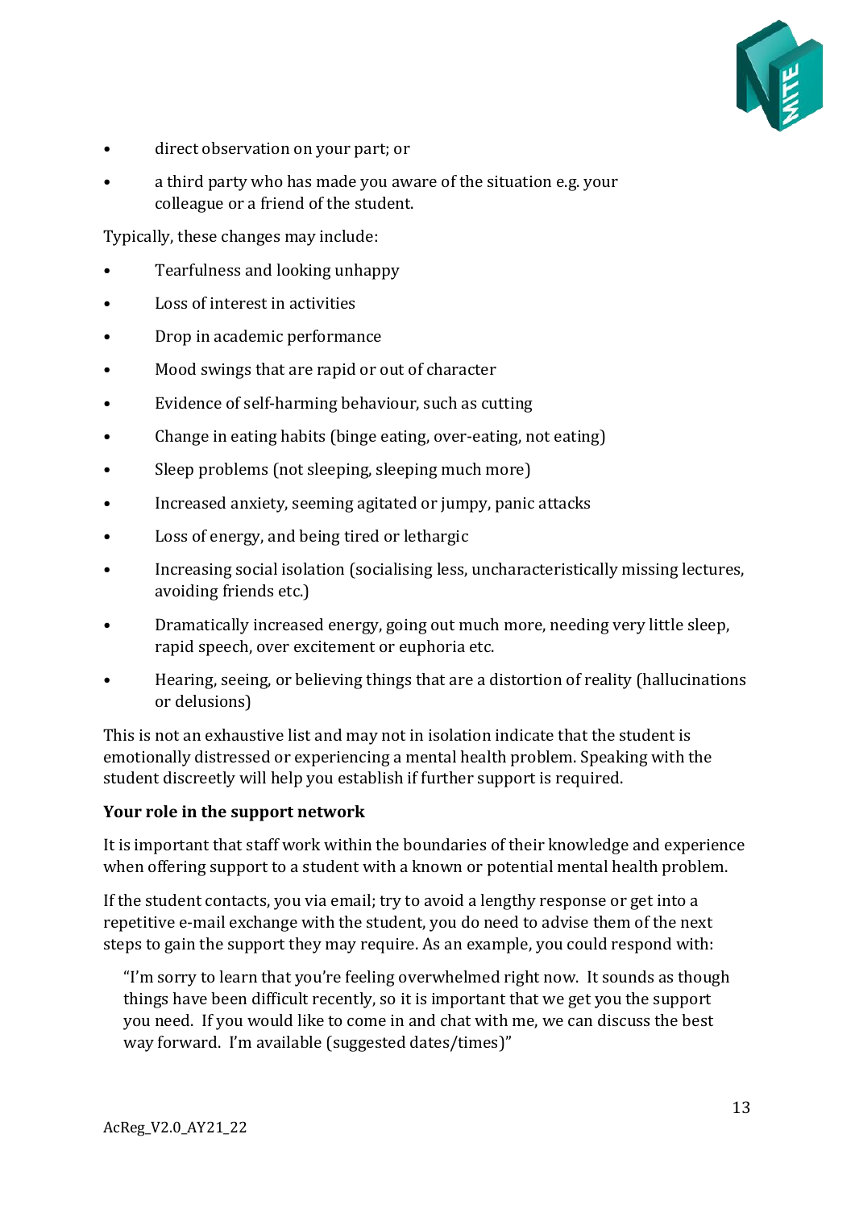- direct observation on your part; or
- a third party who has made you aware of the situation e.g. your colleague or a friend of the student.

Typically, these changes may include:

- Tearfulness and looking unhappy
- Loss of interest in activities
- Drop in academic performance
- Mood swings that are rapid or out of character
- Evidence of self-harming behaviour, such as cutting
- Change in eating habits (binge eating, over-eating, not eating)
- Sleep problems (not sleeping, sleeping much more)
- Increased anxiety, seeming agitated or jumpy, panic attacks
- Loss of energy, and being tired or lethargic
- Increasing social isolation (socialising less, uncharacteristically missing lectures, avoiding friends etc.)
- Dramatically increased energy, going out much more, needing very little sleep, rapid speech, over excitement or euphoria etc.
- Hearing, seeing, or believing things that are a distortion of reality (hallucinations or delusions)

This is not an exhaustive list and may not in isolation indicate that the student is emotionally distressed or experiencing a mental health problem. Speaking with the student discreetly will help you establish if further support is required.

**Your role in the support network**

It is important that staff work within the boundaries of their knowledge and experience when offering support to a student with a known or potential mental health problem.

If the student contacts, you via email; try to avoid a lengthy response or get into a repetitive e-mail exchange with the student, you do need to advise them of the next steps to gain the support they may require. As an example, you could respond with:

> "I'm sorry to learn that you're feeling overwhelmed right now. It sounds as though things have been difficult recently, so it is important that we get you the support you need. If you would like to come in and chat with me, we can discuss the best way forward. I'm available (suggested dates/times)"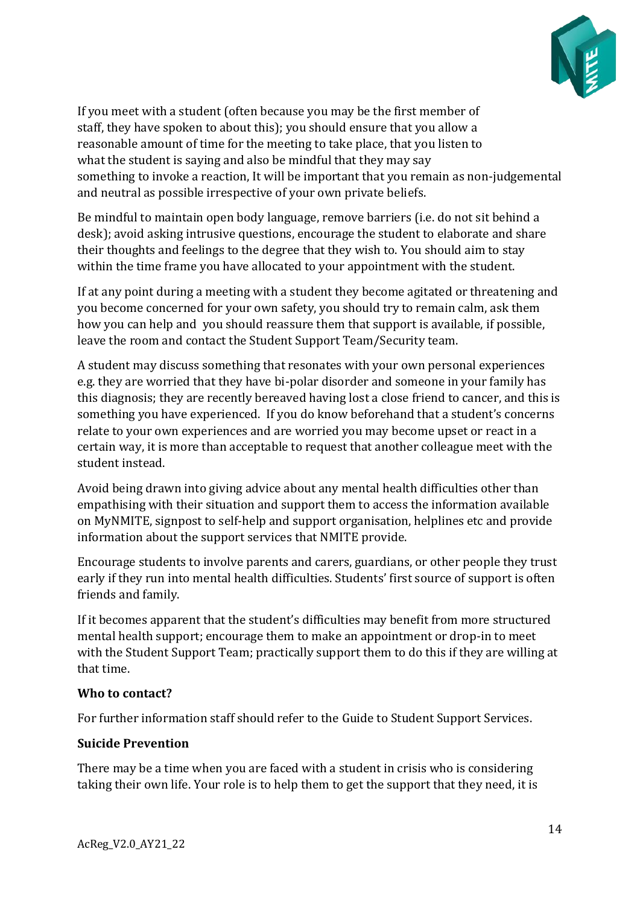If you meet with a student (often because you may be the first member of staff, they have spoken to about this); you should ensure that you allow a reasonable amount of time for the meeting to take place, that you listen to what the student is saying and also be mindful that they may say something to invoke a reaction, It will be important that you remain as non-judgemental and neutral as possible irrespective of your own private beliefs.

Be mindful to maintain open body language, remove barriers (i.e. do not sit behind a desk); avoid asking intrusive questions, encourage the student to elaborate and share their thoughts and feelings to the degree that they wish to. You should aim to stay within the time frame you have allocated to your appointment with the student.

If at any point during a meeting with a student they become agitated or threatening and you become concerned for your own safety, you should try to remain calm, ask them how you can help and you should reassure them that support is available, if possible, leave the room and contact the Student Support Team/Security team.

A student may discuss something that resonates with your own personal experiences e.g. they are worried that they have bi-polar disorder and someone in your family has this diagnosis; they are recently bereaved having lost a close friend to cancer, and this is something you have experienced. If you do know beforehand that a student's concerns relate to your own experiences and are worried you may become upset or react in a certain way, it is more than acceptable to request that another colleague meet with the student instead.

Avoid being drawn into giving advice about any mental health difficulties other than empathising with their situation and support them to access the information available on MyNMITE, signpost to self-help and support organisation, helplines etc and provide information about the support services that NMITE provide.

Encourage students to involve parents and carers, guardians, or other people they trust early if they run into mental health difficulties. Students' first source of support is often friends and family.

If it becomes apparent that the student's difficulties may benefit from more structured mental health support; encourage them to make an appointment or drop-in to meet with the Student Support Team; practically support them to do this if they are willing at that time.

**Who to contact?**

For further information staff should refer to the Guide to Student Support Services.

**Suicide Prevention**

There may be a time when you are faced with a student in crisis who is considering taking their own life. Your role is to help them to get the support that they need, it is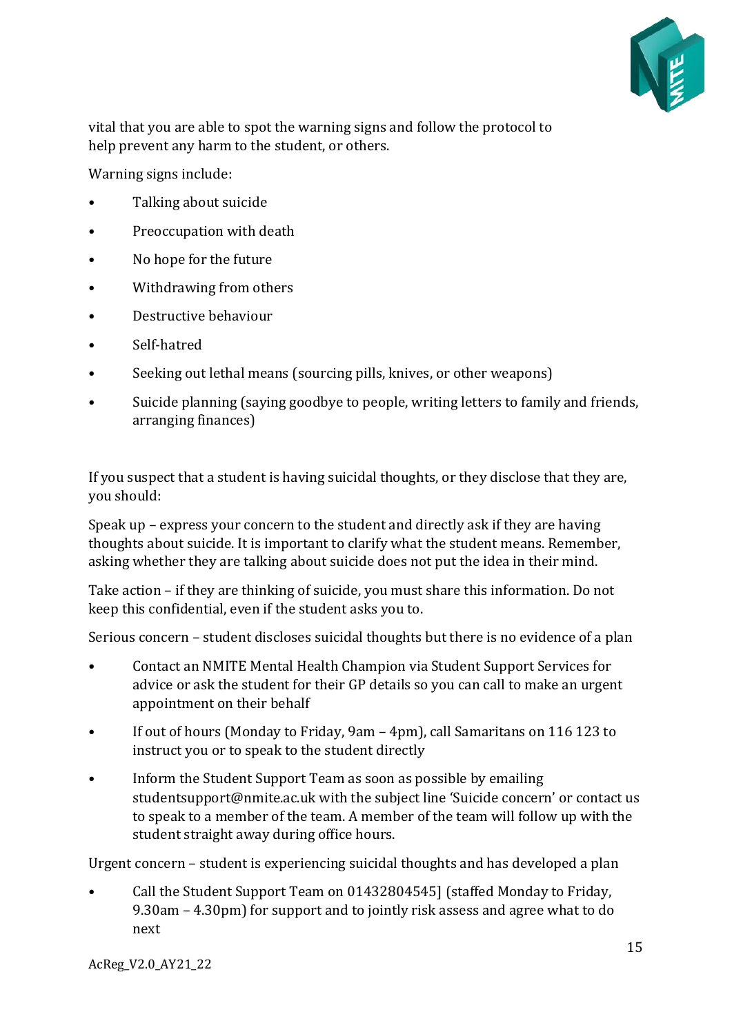vital that you are able to spot the warning signs and follow the protocol to help prevent any harm to the student, or others.

Warning signs include:

- Talking about suicide
- Preoccupation with death
- No hope for the future
- Withdrawing from others
- Destructive behaviour
- Self-hatred
- Seeking out lethal means (sourcing pills, knives, or other weapons)
- Suicide planning (saying goodbye to people, writing letters to family and friends, arranging finances)

If you suspect that a student is having suicidal thoughts, or they disclose that they are, you should:

Speak up – express your concern to the student and directly ask if they are having thoughts about suicide. It is important to clarify what the student means. Remember, asking whether they are talking about suicide does not put the idea in their mind.

Take action – if they are thinking of suicide, you must share this information. Do not keep this confidential, even if the student asks you to.

Serious concern – student discloses suicidal thoughts but there is no evidence of a plan

- Contact an NMITE Mental Health Champion via Student Support Services for advice or ask the student for their GP details so you can call to make an urgent appointment on their behalf
- If out of hours (Monday to Friday, 9am – 4pm), call Samaritans on 116 123 to instruct you or to speak to the student directly
- Inform the Student Support Team as soon as possible by emailing studentsupport@nmite.ac.uk with the subject line 'Suicide concern' or contact us to speak to a member of the team. A member of the team will follow up with the student straight away during office hours.

Urgent concern – student is experiencing suicidal thoughts and has developed a plan

- Call the Student Support Team on 01432804545] (staffed Monday to Friday, 9.30am – 4.30pm) for support and to jointly risk assess and agree what to do next

AcReg_V2.0_AY21_22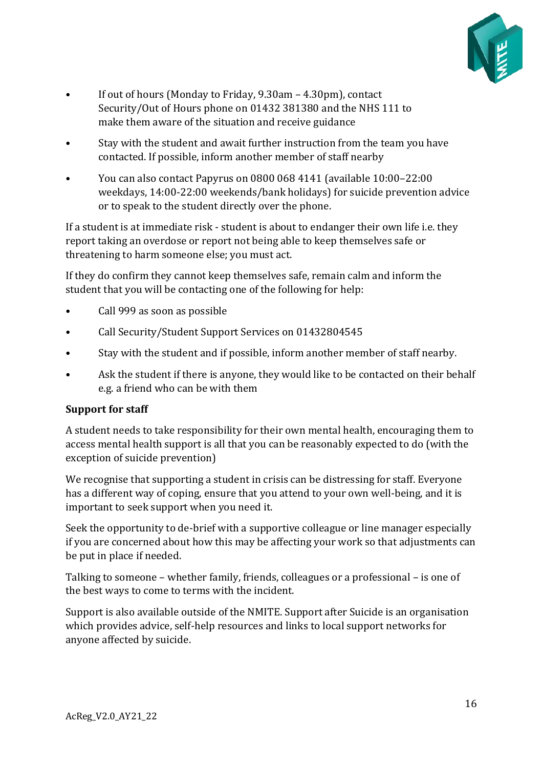- If out of hours (Monday to Friday, 9.30am – 4.30pm), contact Security/Out of Hours phone on 01432 381380 and the NHS 111 to make them aware of the situation and receive guidance
- Stay with the student and await further instruction from the team you have contacted. If possible, inform another member of staff nearby
- You can also contact Papyrus on 0800 068 4141 (available 10:00–22:00 weekdays, 14:00-22:00 weekends/bank holidays) for suicide prevention advice or to speak to the student directly over the phone.

If a student is at immediate risk - student is about to endanger their own life i.e. they report taking an overdose or report not being able to keep themselves safe or threatening to harm someone else; you must act.

If they do confirm they cannot keep themselves safe, remain calm and inform the student that you will be contacting one of the following for help:

- Call 999 as soon as possible
- Call Security/Student Support Services on 01432804545
- Stay with the student and if possible, inform another member of staff nearby.
- Ask the student if there is anyone, they would like to be contacted on their behalf e.g. a friend who can be with them

**Support for staff**

A student needs to take responsibility for their own mental health, encouraging them to access mental health support is all that you can be reasonably expected to do (with the exception of suicide prevention)

We recognise that supporting a student in crisis can be distressing for staff. Everyone has a different way of coping, ensure that you attend to your own well-being, and it is important to seek support when you need it.

Seek the opportunity to de-brief with a supportive colleague or line manager especially if you are concerned about how this may be affecting your work so that adjustments can be put in place if needed.

Talking to someone – whether family, friends, colleagues or a professional – is one of the best ways to come to terms with the incident.

Support is also available outside of the NMITE. Support after Suicide is an organisation which provides advice, self-help resources and links to local support networks for anyone affected by suicide.